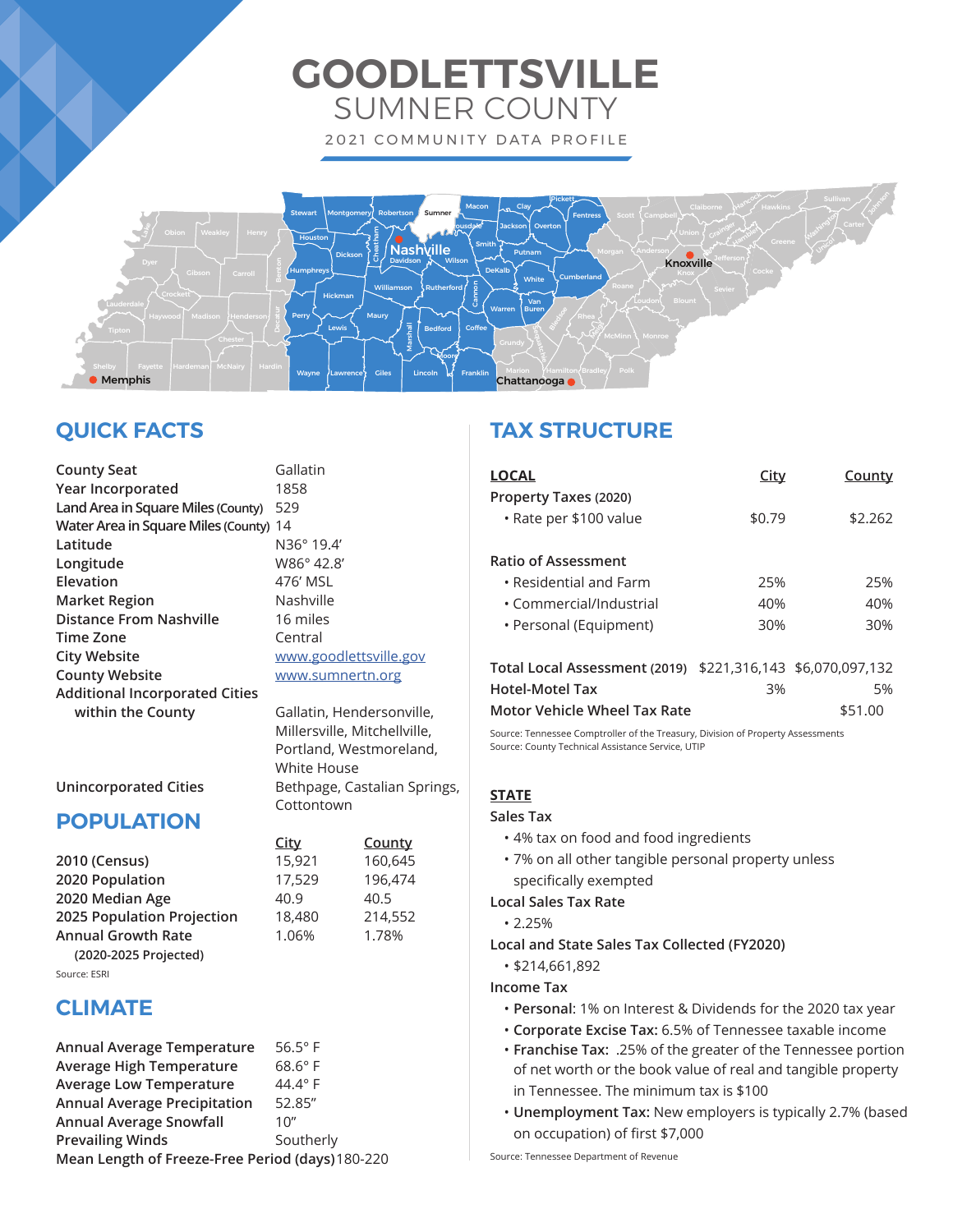# GOODLETTSVILLE

## SUMNER COUNTY

2021 COMMUNITY DATA PROFILE

## QUICK FACTS

| | |
|---|---|
| County Seat | Gallatin |
| Year Incorporated | 1858 |
| Land Area in Square Miles (County) | 529 |
| Water Area in Square Miles (County) | 14 |
| Latitude | N36° 19.4' |
| Longitude | W86° 42.8' |
| Elevation | 476' MSL |
| Market Region | Nashville |
| Distance From Nashville | 16 miles |
| Time Zone | Central |
| City Website | www.goodlettsville.gov |
| County Website | www.sumnertn.org |
| Additional Incorporated Cities within the County | Gallatin, Hendersonville, Millersville, Mitchellville, Portland, Westmoreland, White House |
| Unincorporated Cities | Bethpage, Castalian Springs, Cottontown |

## POPULATION

| | City | County |
|---|---|---|
| 2010 (Census) | 15,921 | 160,645 |
| 2020 Population | 17,529 | 196,474 |
| 2020 Median Age | 40.9 | 40.5 |
| 2025 Population Projection | 18,480 | 214,552 |
| Annual Growth Rate (2020-2025 Projected) | 1.06% | 1.78% |

Source: ESRI

## CLIMATE

| | |
|---|---|
| Annual Average Temperature | 56.5° F |
| Average High Temperature | 68.6° F |
| Average Low Temperature | 44.4° F |
| Annual Average Precipitation | 52.85" |
| Annual Average Snowfall | 10" |
| Prevailing Winds | Southerly |
| Mean Length of Freeze-Free Period (days) | 180-220 |

## TAX STRUCTURE

| LOCAL | City | County |
|---|---|---|
| Property Taxes (2020) | | |
| • Rate per $100 value | $0.79 | $2.262 |
| Ratio of Assessment | | |
| • Residential and Farm | 25% | 25% |
| • Commercial/Industrial | 40% | 40% |
| • Personal (Equipment) | 30% | 30% |
| Total Local Assessment (2019) | $221,316,143 | $6,070,097,132 |
| Hotel-Motel Tax | 3% | 5% |
| Motor Vehicle Wheel Tax Rate | | $51.00 |

Source: Tennessee Comptroller of the Treasury, Division of Property Assessments
Source: County Technical Assistance Service, UTIP

### STATE

**Sales Tax**

- 4% tax on food and food ingredients
- 7% on all other tangible personal property unless specifically exempted

**Local Sales Tax Rate**

- 2.25%

**Local and State Sales Tax Collected (FY2020)**

- $214,661,892

**Income Tax**

- **Personal**: 1% on Interest & Dividends for the 2020 tax year
- **Corporate Excise Tax:** 6.5% of Tennessee taxable income
- **Franchise Tax:** .25% of the greater of the Tennessee portion of net worth or the book value of real and tangible property in Tennessee. The minimum tax is $100
- **Unemployment Tax:** New employers is typically 2.7% (based on occupation) of first $7,000

Source: Tennessee Department of Revenue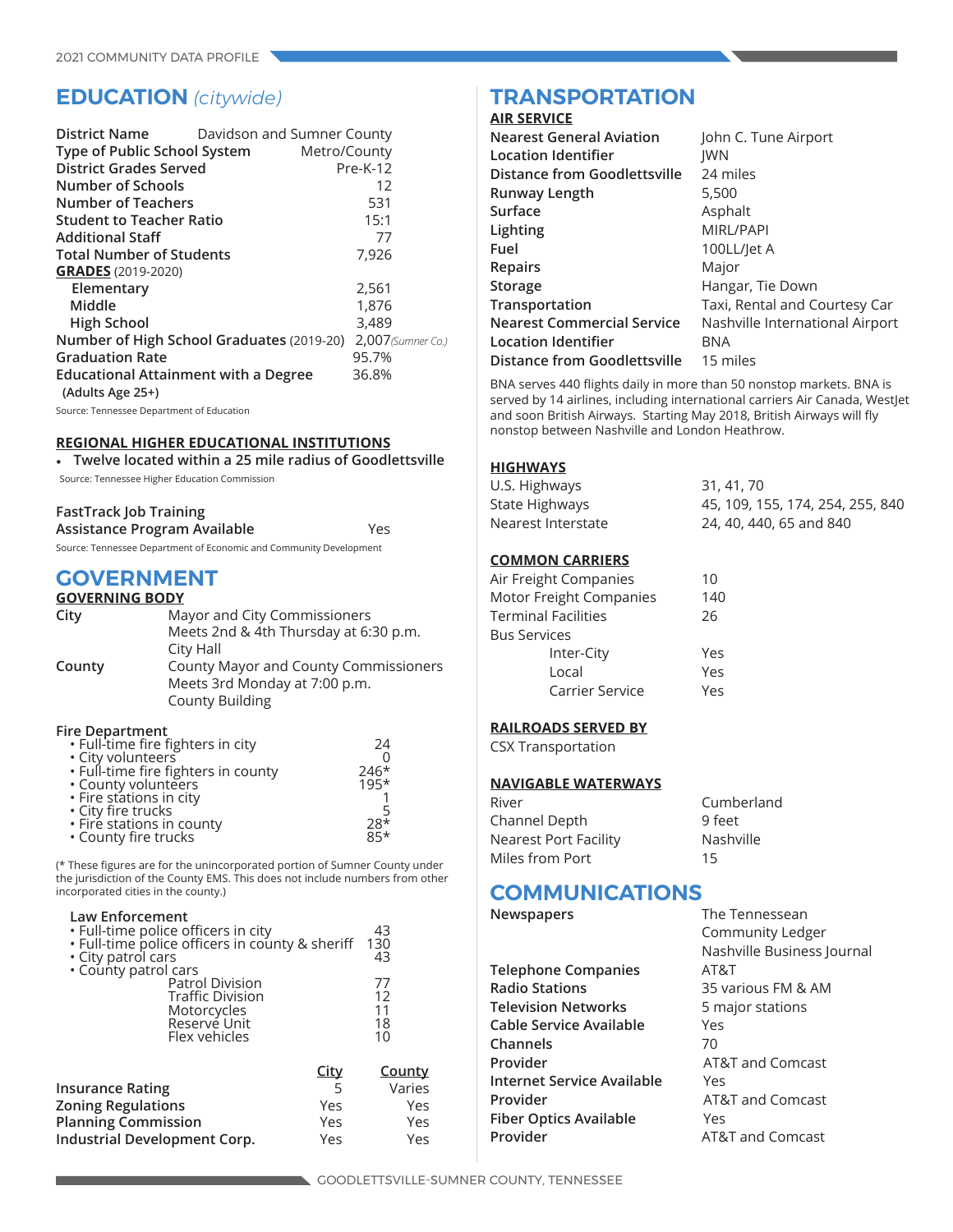# EDUCATION *(citywide)*

| | |
|---|---|
| **District Name** | Davidson and Sumner County |
| **Type of Public School System** | Metro/County |
| **District Grades Served** | Pre-K-12 |
| **Number of Schools** | 12 |
| **Number of Teachers** | 531 |
| **Student to Teacher Ratio** | 15:1 |
| **Additional Staff** | 77 |
| **Total Number of Students** | 7,926 |
| **GRADES** (2019-2020) | |
| **Elementary** | 2,561 |
| **Middle** | 1,876 |
| **High School** | 3,489 |
| **Number of High School Graduates** (2019-20) | 2,007 *(Sumner Co.)* |
| **Graduation Rate** | 95.7% |
| **Educational Attainment with a Degree (Adults Age 25+)** | 36.8% |

Source: Tennessee Department of Education

### REGIONAL HIGHER EDUCATIONAL INSTITUTIONS

- Twelve located within a 25 mile radius of Goodlettsville

Source: Tennessee Higher Education Commission

| | |
|---|---|
| **FastTrack Job Training Assistance Program Available** | Yes |

Source: Tennessee Department of Economic and Community Development

# GOVERNMENT

### GOVERNING BODY

**City**
Mayor and City Commissioners
Meets 2nd & 4th Thursday at 6:30 p.m.
City Hall

**County**
County Mayor and County Commissioners
Meets 3rd Monday at 7:00 p.m.
County Building

**Fire Department**

| | |
|---|---|
| • Full-time fire fighters in city | 24 |
| • City volunteers | 0 |
| • Full-time fire fighters in county | 246* |
| • County volunteers | 195* |
| • Fire stations in city | 1 |
| • City fire trucks | 5 |
| • Fire stations in county | 28* |
| • County fire trucks | 85* |

(* These figures are for the unincorporated portion of Sumner County under the jurisdiction of the County EMS. This does not include numbers from other incorporated cities in the county.)

**Law Enforcement**

| | |
|---|---|
| • Full-time police officers in city | 43 |
| • Full-time police officers in county & sheriff | 130 |
| • City patrol cars | 43 |
| • County patrol cars | |
| Patrol Division | 77 |
| Traffic Division | 12 |
| Motorcycles | 11 |
| Reserve Unit | 18 |
| Flex vehicles | 10 |

| | City | County |
|---|---|---|
| **Insurance Rating** | 5 | Varies |
| **Zoning Regulations** | Yes | Yes |
| **Planning Commission** | Yes | Yes |
| **Industrial Development Corp.** | Yes | Yes |

# TRANSPORTATION

### AIR SERVICE

| | |
|---|---|
| **Nearest General Aviation** | John C. Tune Airport |
| **Location Identifier** | JWN |
| **Distance from Goodlettsville** | 24 miles |
| **Runway Length** | 5,500 |
| **Surface** | Asphalt |
| **Lighting** | MIRL/PAPI |
| **Fuel** | 100LL/Jet A |
| **Repairs** | Major |
| **Storage** | Hangar, Tie Down |
| **Transportation** | Taxi, Rental and Courtesy Car |
| **Nearest Commercial Service** | Nashville International Airport |
| **Location Identifier** | BNA |
| **Distance from Goodlettsville** | 15 miles |

BNA serves 440 flights daily in more than 50 nonstop markets. BNA is served by 14 airlines, including international carriers Air Canada, WestJet and soon British Airways. Starting May 2018, British Airways will fly nonstop between Nashville and London Heathrow.

### HIGHWAYS

| | |
|---|---|
| U.S. Highways | 31, 41, 70 |
| State Highways | 45, 109, 155, 174, 254, 255, 840 |
| Nearest Interstate | 24, 40, 440, 65 and 840 |

### COMMON CARRIERS

| | |
|---|---|
| Air Freight Companies | 10 |
| Motor Freight Companies | 140 |
| Terminal Facilities | 26 |
| Bus Services | |
| Inter-City | Yes |
| Local | Yes |
| Carrier Service | Yes |

### RAILROADS SERVED BY

CSX Transportation

### NAVIGABLE WATERWAYS

| | |
|---|---|
| River | Cumberland |
| Channel Depth | 9 feet |
| Nearest Port Facility | Nashville |
| Miles from Port | 15 |

# COMMUNICATIONS

| | |
|---|---|
| **Newspapers** | The Tennessean<br>Community Ledger<br>Nashville Business Journal |
| **Telephone Companies** | AT&T |
| **Radio Stations** | 35 various FM & AM |
| **Television Networks** | 5 major stations |
| **Cable Service Available** | Yes |
| **Channels** | 70 |
| **Provider** | AT&T and Comcast |
| **Internet Service Available** | Yes |
| **Provider** | AT&T and Comcast |
| **Fiber Optics Available** | Yes |
| **Provider** | AT&T and Comcast |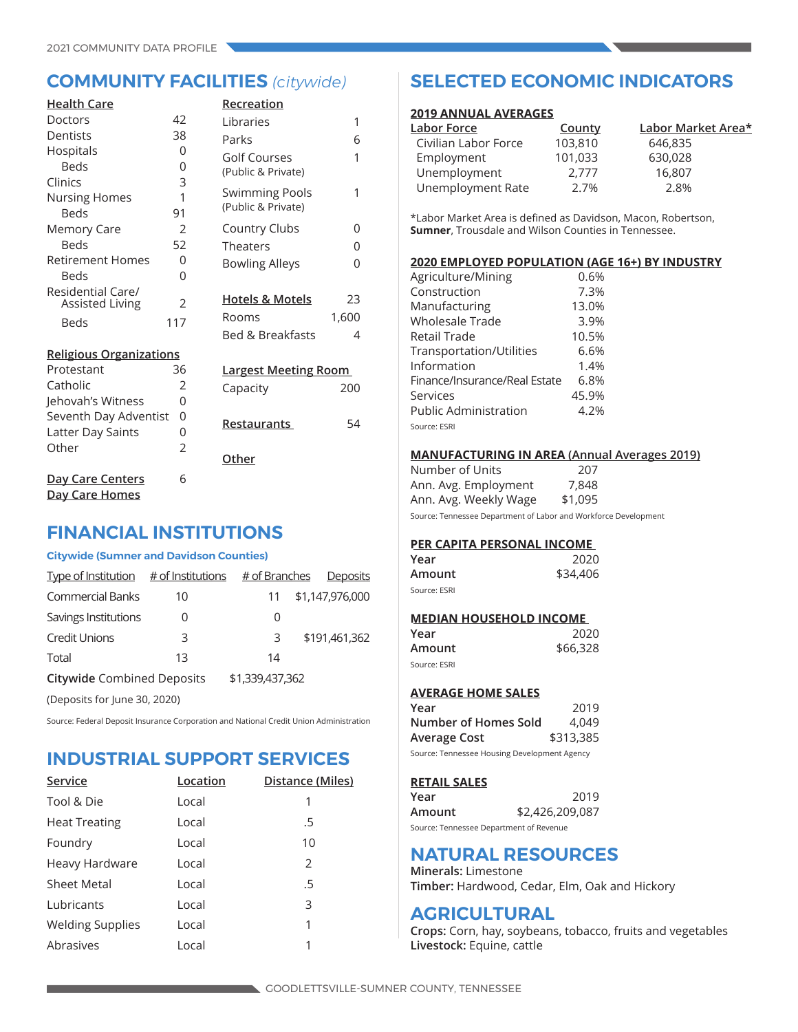## COMMUNITY FACILITIES *(citywide)*

### Health Care

| | |
|---|---|
| Doctors | 42 |
| Dentists | 38 |
| Hospitals | 0 |
| Beds | 0 |
| Clinics | 3 |
| Nursing Homes | 1 |
| Beds | 91 |
| Memory Care | 2 |
| Beds | 52 |
| Retirement Homes | 0 |
| Beds | 0 |
| Residential Care/ Assisted Living | 2 |
| Beds | 117 |

### Religious Organizations

| | |
|---|---|
| Protestant | 36 |
| Catholic | 2 |
| Jehovah's Witness | 0 |
| Seventh Day Adventist | 0 |
| Latter Day Saints | 0 |
| Other | 2 |

**Day Care Centers** 6

**Day Care Homes**

### Recreation

| | |
|---|---|
| Libraries | 1 |
| Parks | 6 |
| Golf Courses (Public & Private) | 1 |
| Swimming Pools (Public & Private) | 1 |
| Country Clubs | 0 |
| Theaters | 0 |
| Bowling Alleys | 0 |

### Hotels & Motels

| | |
|---|---|
| Hotels & Motels | 23 |
| Rooms | 1,600 |
| Bed & Breakfasts | 4 |

### Largest Meeting Room

Capacity 200

**Restaurants** 54

**Other**

## FINANCIAL INSTITUTIONS

**Citywide (Sumner and Davidson Counties)**

| Type of Institution | # of Institutions | # of Branches | Deposits |
|---|---|---|---|
| Commercial Banks | 10 | 11 | $1,147,976,000 |
| Savings Institutions | 0 | 0 | |
| Credit Unions | 3 | 3 | $191,461,362 |
| Total | 13 | 14 | |

**Citywide** Combined Deposits $1,339,437,362

(Deposits for June 30, 2020)

Source: Federal Deposit Insurance Corporation and National Credit Union Administration

## INDUSTRIAL SUPPORT SERVICES

| Service | Location | Distance (Miles) |
|---|---|---|
| Tool & Die | Local | 1 |
| Heat Treating | Local | .5 |
| Foundry | Local | 10 |
| Heavy Hardware | Local | 2 |
| Sheet Metal | Local | .5 |
| Lubricants | Local | 3 |
| Welding Supplies | Local | 1 |
| Abrasives | Local | 1 |

## SELECTED ECONOMIC INDICATORS

### 2019 ANNUAL AVERAGES

| Labor Force | County | Labor Market Area* |
|---|---|---|
| Civilian Labor Force | 103,810 | 646,835 |
| Employment | 101,033 | 630,028 |
| Unemployment | 2,777 | 16,807 |
| Unemployment Rate | 2.7% | 2.8% |

*Labor Market Area is defined as Davidson, Macon, Robertson, **Sumner**, Trousdale and Wilson Counties in Tennessee.

### 2020 EMPLOYED POPULATION (AGE 16+) BY INDUSTRY

| | |
|---|---|
| Agriculture/Mining | 0.6% |
| Construction | 7.3% |
| Manufacturing | 13.0% |
| Wholesale Trade | 3.9% |
| Retail Trade | 10.5% |
| Transportation/Utilities | 6.6% |
| Information | 1.4% |
| Finance/Insurance/Real Estate | 6.8% |
| Services | 45.9% |
| Public Administration | 4.2% |

Source: ESRI

### MANUFACTURING IN AREA (Annual Averages 2019)

| | |
|---|---|
| Number of Units | 207 |
| Ann. Avg. Employment | 7,848 |
| Ann. Avg. Weekly Wage | $1,095 |

Source: Tennessee Department of Labor and Workforce Development

### PER CAPITA PERSONAL INCOME

| | |
|---|---|
| **Year** | 2020 |
| **Amount** | $34,406 |

Source: ESRI

### MEDIAN HOUSEHOLD INCOME

| | |
|---|---|
| **Year** | 2020 |
| **Amount** | $66,328 |

Source: ESRI

### AVERAGE HOME SALES

| | |
|---|---|
| **Year** | 2019 |
| **Number of Homes Sold** | 4,049 |
| **Average Cost** | $313,385 |

Source: Tennessee Housing Development Agency

### RETAIL SALES

| | |
|---|---|
| **Year** | 2019 |
| **Amount** | $2,426,209,087 |

Source: Tennessee Department of Revenue

## NATURAL RESOURCES

**Minerals:** Limestone

**Timber:** Hardwood, Cedar, Elm, Oak and Hickory

## AGRICULTURAL

**Crops:** Corn, hay, soybeans, tobacco, fruits and vegetables

**Livestock:** Equine, cattle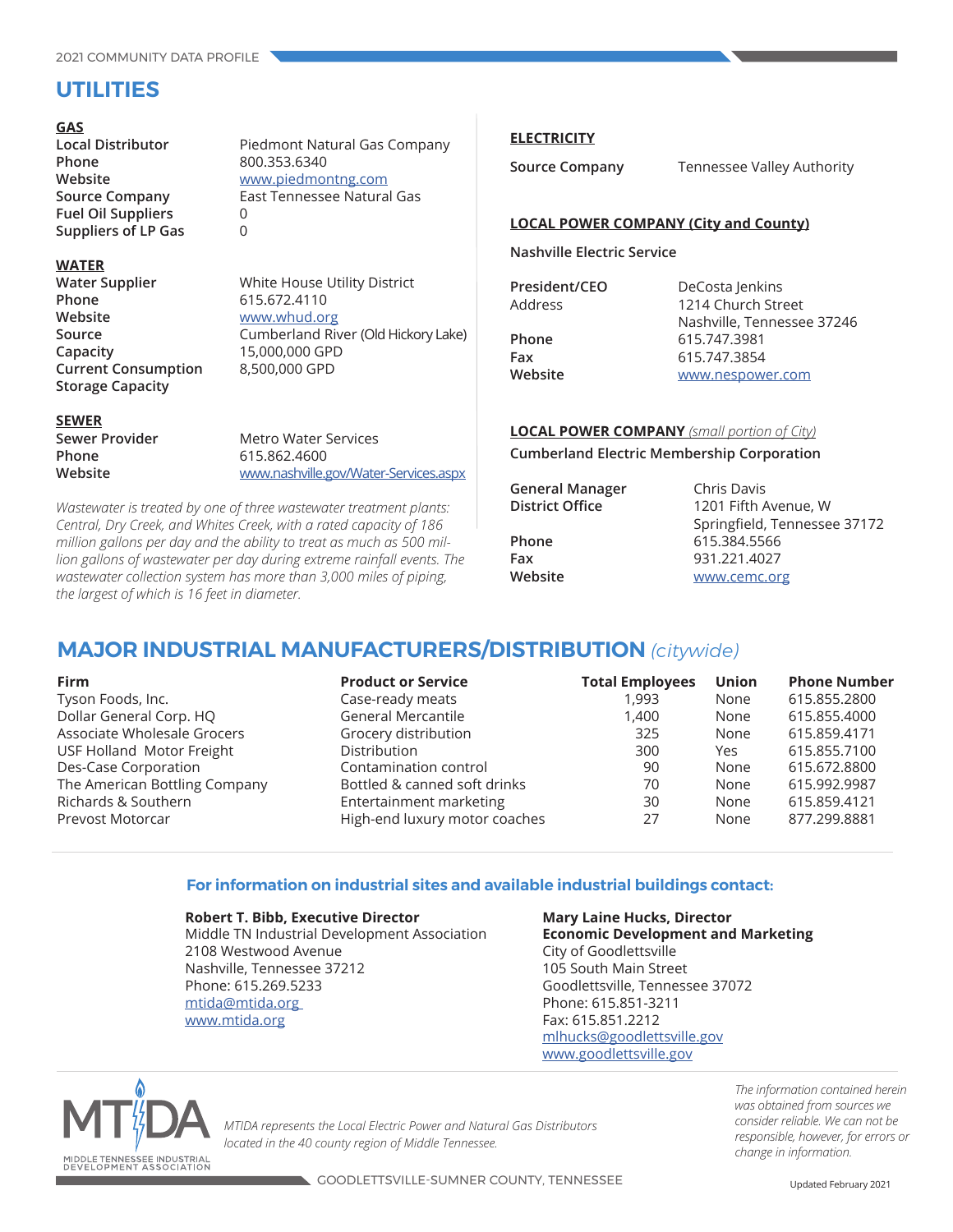# UTILITIES

## GAS

| | |
|---|---|
| **Local Distributor** | Piedmont Natural Gas Company |
| **Phone** | 800.353.6340 |
| **Website** | www.piedmontng.com |
| **Source Company** | East Tennessee Natural Gas |
| **Fuel Oil Suppliers** | 0 |
| **Suppliers of LP Gas** | 0 |

## WATER

| | |
|---|---|
| **Water Supplier** | White House Utility District |
| **Phone** | 615.672.4110 |
| **Website** | www.whud.org |
| **Source** | Cumberland River (Old Hickory Lake) |
| **Capacity** | 15,000,000 GPD |
| **Current Consumption** | 8,500,000 GPD |
| **Storage Capacity** | |

## SEWER

| | |
|---|---|
| **Sewer Provider** | Metro Water Services |
| **Phone** | 615.862.4600 |
| **Website** | www.nashville.gov/Water-Services.aspx |

*Wastewater is treated by one of three wastewater treatment plants: Central, Dry Creek, and Whites Creek, with a rated capacity of 186 million gallons per day and the ability to treat as much as 500 million gallons of wastewater per day during extreme rainfall events. The wastewater collection system has more than 3,000 miles of piping, the largest of which is 16 feet in diameter.*

## ELECTRICITY

| | |
|---|---|
| **Source Company** | Tennessee Valley Authority |

## LOCAL POWER COMPANY (City and County)

**Nashville Electric Service**

| | |
|---|---|
| **President/CEO** | DeCosta Jenkins |
| Address | 1214 Church Street<br>Nashville, Tennessee 37246 |
| **Phone** | 615.747.3981 |
| **Fax** | 615.747.3854 |
| **Website** | www.nespower.com |

## LOCAL POWER COMPANY *(small portion of City)*

**Cumberland Electric Membership Corporation**

| | |
|---|---|
| **General Manager** | Chris Davis |
| **District Office** | 1201 Fifth Avenue, W<br>Springfield, Tennessee 37172 |
| **Phone** | 615.384.5566 |
| **Fax** | 931.221.4027 |
| **Website** | www.cemc.org |

# MAJOR INDUSTRIAL MANUFACTURERS/DISTRIBUTION *(citywide)*

| Firm | Product or Service | Total Employees | Union | Phone Number |
|---|---|---|---|---|
| Tyson Foods, Inc. | Case-ready meats | 1,993 | None | 615.855.2800 |
| Dollar General Corp. HQ | General Mercantile | 1,400 | None | 615.855.4000 |
| Associate Wholesale Grocers | Grocery distribution | 325 | None | 615.859.4171 |
| USF Holland Motor Freight | Distribution | 300 | Yes | 615.855.7100 |
| Des-Case Corporation | Contamination control | 90 | None | 615.672.8800 |
| The American Bottling Company | Bottled & canned soft drinks | 70 | None | 615.992.9987 |
| Richards & Southern | Entertainment marketing | 30 | None | 615.859.4121 |
| Prevost Motorcar | High-end luxury motor coaches | 27 | None | 877.299.8881 |

### For information on industrial sites and available industrial buildings contact:

**Robert T. Bibb, Executive Director**
Middle TN Industrial Development Association
2108 Westwood Avenue
Nashville, Tennessee 37212
Phone: 615.269.5233
mtida@mtida.org
www.mtida.org

**Mary Laine Hucks, Director**
**Economic Development and Marketing**
City of Goodlettsville
105 South Main Street
Goodlettsville, Tennessee 37072
Phone: 615.851-3211
Fax: 615.851.2212
mlhucks@goodlettsville.gov
www.goodlettsville.gov

MTIDA
MIDDLE TENNESSEE INDUSTRIAL DEVELOPMENT ASSOCIATION

*MTIDA represents the Local Electric Power and Natural Gas Distributors located in the 40 county region of Middle Tennessee.*

*The information contained herein was obtained from sources we consider reliable. We can not be responsible, however, for errors or change in information.*

GOODLETTSVILLE-SUMNER COUNTY, TENNESSEE

Updated February 2021